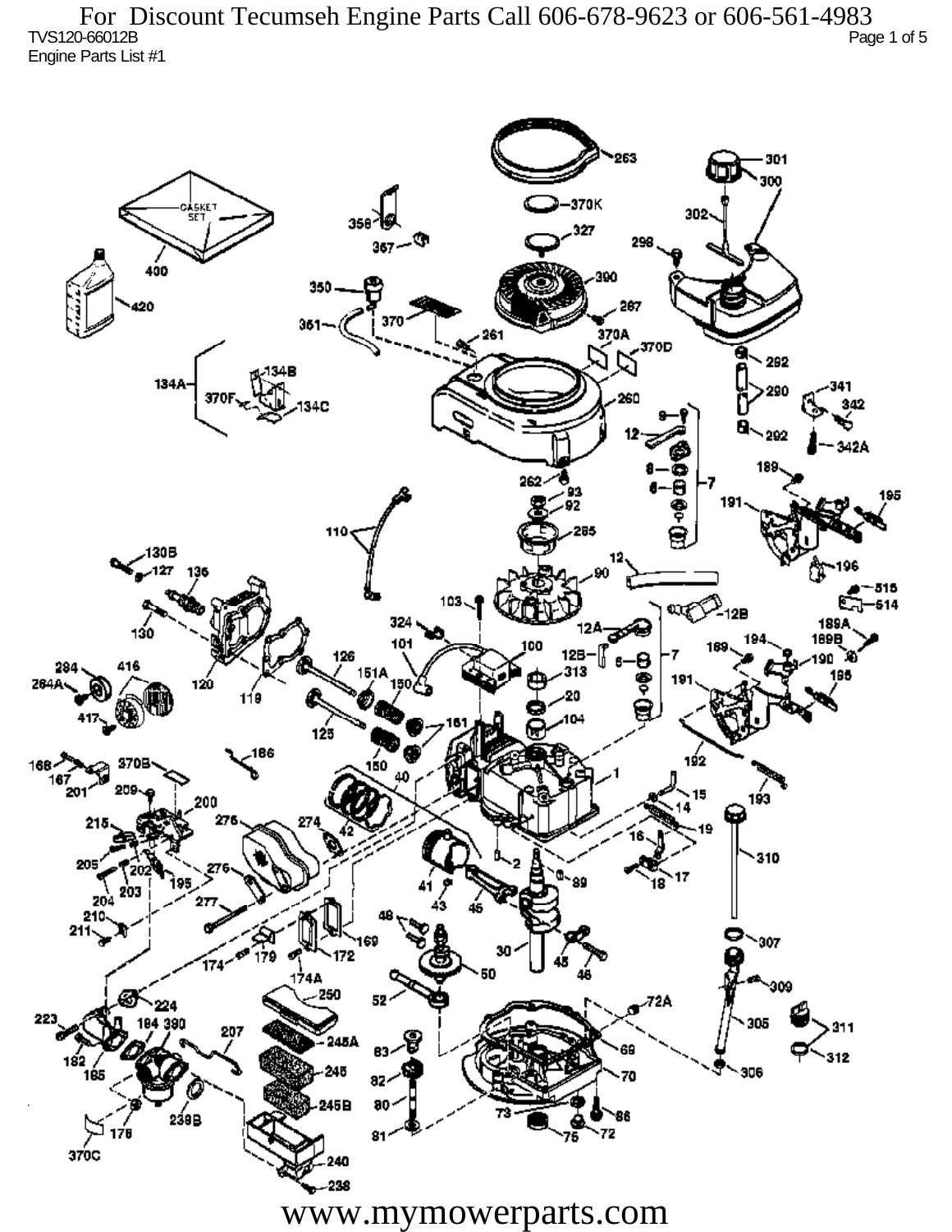For Discount Tecumseh Engine Parts Call 606-678-9623 or 606-561-4983

TVS120-66012B

Engine Parts List #1

www.mymowerparts.com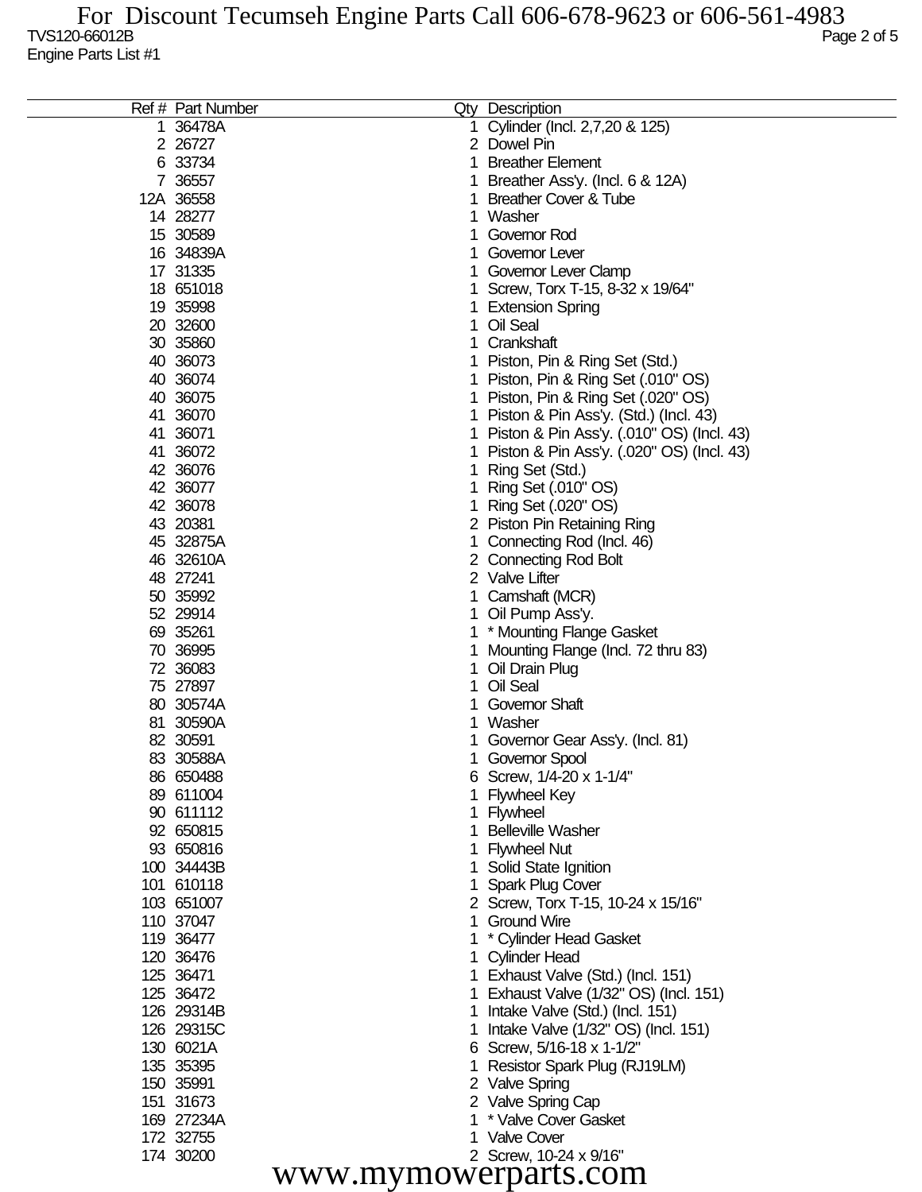TVS120-66012B

Engine Parts List #1

| Ref # | Part Number | Qty | Description |
|---|---|---|---|
| 1 | 36478A | 1 | Cylinder (Incl. 2,7,20 & 125) |
| 2 | 26727 | 2 | Dowel Pin |
| 6 | 33734 | 1 | Breather Element |
| 7 | 36557 | 1 | Breather Ass'y. (Incl. 6 & 12A) |
| 12A | 36558 | 1 | Breather Cover & Tube |
| 14 | 28277 | 1 | Washer |
| 15 | 30589 | 1 | Governor Rod |
| 16 | 34839A | 1 | Governor Lever |
| 17 | 31335 | 1 | Governor Lever Clamp |
| 18 | 651018 | 1 | Screw, Torx T-15, 8-32 x 19/64" |
| 19 | 35998 | 1 | Extension Spring |
| 20 | 32600 | 1 | Oil Seal |
| 30 | 35860 | 1 | Crankshaft |
| 40 | 36073 | 1 | Piston, Pin & Ring Set (Std.) |
| 40 | 36074 | 1 | Piston, Pin & Ring Set (.010" OS) |
| 40 | 36075 | 1 | Piston, Pin & Ring Set (.020" OS) |
| 41 | 36070 | 1 | Piston & Pin Ass'y. (Std.) (Incl. 43) |
| 41 | 36071 | 1 | Piston & Pin Ass'y. (.010" OS) (Incl. 43) |
| 41 | 36072 | 1 | Piston & Pin Ass'y. (.020" OS) (Incl. 43) |
| 42 | 36076 | 1 | Ring Set (Std.) |
| 42 | 36077 | 1 | Ring Set (.010" OS) |
| 42 | 36078 | 1 | Ring Set (.020" OS) |
| 43 | 20381 | 2 | Piston Pin Retaining Ring |
| 45 | 32875A | 1 | Connecting Rod (Incl. 46) |
| 46 | 32610A | 2 | Connecting Rod Bolt |
| 48 | 27241 | 2 | Valve Lifter |
| 50 | 35992 | 1 | Camshaft (MCR) |
| 52 | 29914 | 1 | Oil Pump Ass'y. |
| 69 | 35261 | 1 | * Mounting Flange Gasket |
| 70 | 36995 | 1 | Mounting Flange (Incl. 72 thru 83) |
| 72 | 36083 | 1 | Oil Drain Plug |
| 75 | 27897 | 1 | Oil Seal |
| 80 | 30574A | 1 | Governor Shaft |
| 81 | 30590A | 1 | Washer |
| 82 | 30591 | 1 | Governor Gear Ass'y. (Incl. 81) |
| 83 | 30588A | 1 | Governor Spool |
| 86 | 650488 | 6 | Screw, 1/4-20 x 1-1/4" |
| 89 | 611004 | 1 | Flywheel Key |
| 90 | 611112 | 1 | Flywheel |
| 92 | 650815 | 1 | Belleville Washer |
| 93 | 650816 | 1 | Flywheel Nut |
| 100 | 34443B | 1 | Solid State Ignition |
| 101 | 610118 | 1 | Spark Plug Cover |
| 103 | 651007 | 2 | Screw, Torx T-15, 10-24 x 15/16" |
| 110 | 37047 | 1 | Ground Wire |
| 119 | 36477 | 1 | * Cylinder Head Gasket |
| 120 | 36476 | 1 | Cylinder Head |
| 125 | 36471 | 1 | Exhaust Valve (Std.) (Incl. 151) |
| 125 | 36472 | 1 | Exhaust Valve (1/32" OS) (Incl. 151) |
| 126 | 29314B | 1 | Intake Valve (Std.) (Incl. 151) |
| 126 | 29315C | 1 | Intake Valve (1/32" OS) (Incl. 151) |
| 130 | 6021A | 6 | Screw, 5/16-18 x 1-1/2" |
| 135 | 35395 | 1 | Resistor Spark Plug (RJ19LM) |
| 150 | 35991 | 2 | Valve Spring |
| 151 | 31673 | 2 | Valve Spring Cap |
| 169 | 27234A | 1 | * Valve Cover Gasket |
| 172 | 32755 | 1 | Valve Cover |
| 174 | 30200 | 2 | Screw, 10-24 x 9/16" |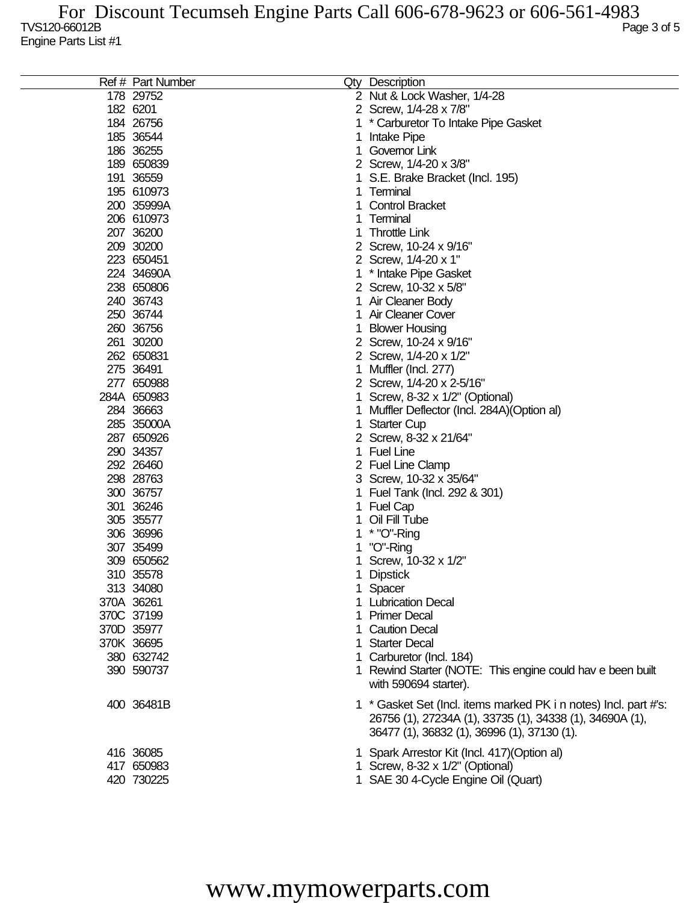| Ref # | Part Number | Qty | Description |
|---|---|---|---|
| 178 | 29752 | 2 | Nut & Lock Washer, 1/4-28 |
| 182 | 6201 | 2 | Screw, 1/4-28 x 7/8" |
| 184 | 26756 | 1 | * Carburetor To Intake Pipe Gasket |
| 185 | 36544 | 1 | Intake Pipe |
| 186 | 36255 | 1 | Governor Link |
| 189 | 650839 | 2 | Screw, 1/4-20 x 3/8" |
| 191 | 36559 | 1 | S.E. Brake Bracket (Incl. 195) |
| 195 | 610973 | 1 | Terminal |
| 200 | 35999A | 1 | Control Bracket |
| 206 | 610973 | 1 | Terminal |
| 207 | 36200 | 1 | Throttle Link |
| 209 | 30200 | 2 | Screw, 10-24 x 9/16" |
| 223 | 650451 | 2 | Screw, 1/4-20 x 1" |
| 224 | 34690A | 1 | * Intake Pipe Gasket |
| 238 | 650806 | 2 | Screw, 10-32 x 5/8" |
| 240 | 36743 | 1 | Air Cleaner Body |
| 250 | 36744 | 1 | Air Cleaner Cover |
| 260 | 36756 | 1 | Blower Housing |
| 261 | 30200 | 2 | Screw, 10-24 x 9/16" |
| 262 | 650831 | 2 | Screw, 1/4-20 x 1/2" |
| 275 | 36491 | 1 | Muffler (Incl. 277) |
| 277 | 650988 | 2 | Screw, 1/4-20 x 2-5/16" |
| 284A | 650983 | 1 | Screw, 8-32 x 1/2" (Optional) |
| 284 | 36663 | 1 | Muffler Deflector (Incl. 284A)(Option al) |
| 285 | 35000A | 1 | Starter Cup |
| 287 | 650926 | 2 | Screw, 8-32 x 21/64" |
| 290 | 34357 | 1 | Fuel Line |
| 292 | 26460 | 2 | Fuel Line Clamp |
| 298 | 28763 | 3 | Screw, 10-32 x 35/64" |
| 300 | 36757 | 1 | Fuel Tank (Incl. 292 & 301) |
| 301 | 36246 | 1 | Fuel Cap |
| 305 | 35577 | 1 | Oil Fill Tube |
| 306 | 36996 | 1 | * "O"-Ring |
| 307 | 35499 | 1 | "O"-Ring |
| 309 | 650562 | 1 | Screw, 10-32 x 1/2" |
| 310 | 35578 | 1 | Dipstick |
| 313 | 34080 | 1 | Spacer |
| 370A | 36261 | 1 | Lubrication Decal |
| 370C | 37199 | 1 | Primer Decal |
| 370D | 35977 | 1 | Caution Decal |
| 370K | 36695 | 1 | Starter Decal |
| 380 | 632742 | 1 | Carburetor (Incl. 184) |
| 390 | 590737 | 1 | Rewind Starter (NOTE: This engine could hav e been built with 590694 starter). |
| 400 | 36481B | 1 | * Gasket Set (Incl. items marked PK i n notes) Incl. part #'s: 26756 (1), 27234A (1), 33735 (1), 34338 (1), 34690A (1), 36477 (1), 36832 (1), 36996 (1), 37130 (1). |
| 416 | 36085 | 1 | Spark Arrestor Kit (Incl. 417)(Option al) |
| 417 | 650983 | 1 | Screw, 8-32 x 1/2" (Optional) |
| 420 | 730225 | 1 | SAE 30 4-Cycle Engine Oil (Quart) |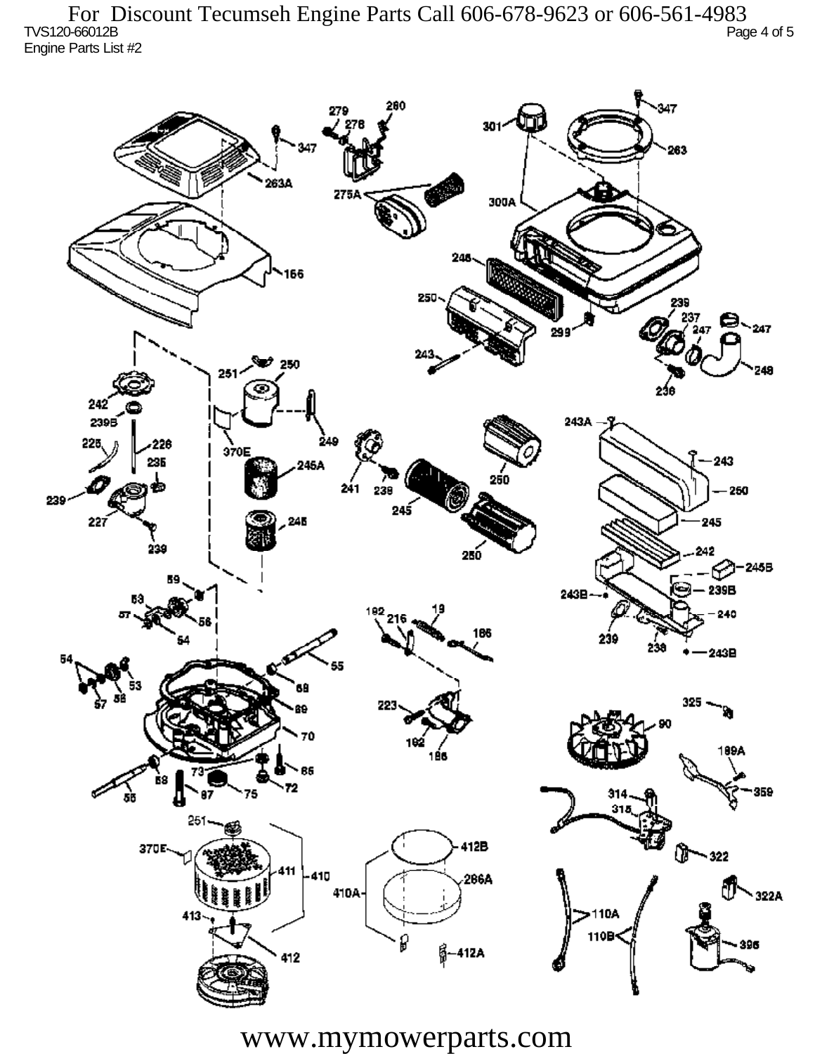For Discount Tecumseh Engine Parts Call 606-678-9623 or 606-561-4983

TVS120-66012B

Engine Parts List #2

www.mymowerparts.com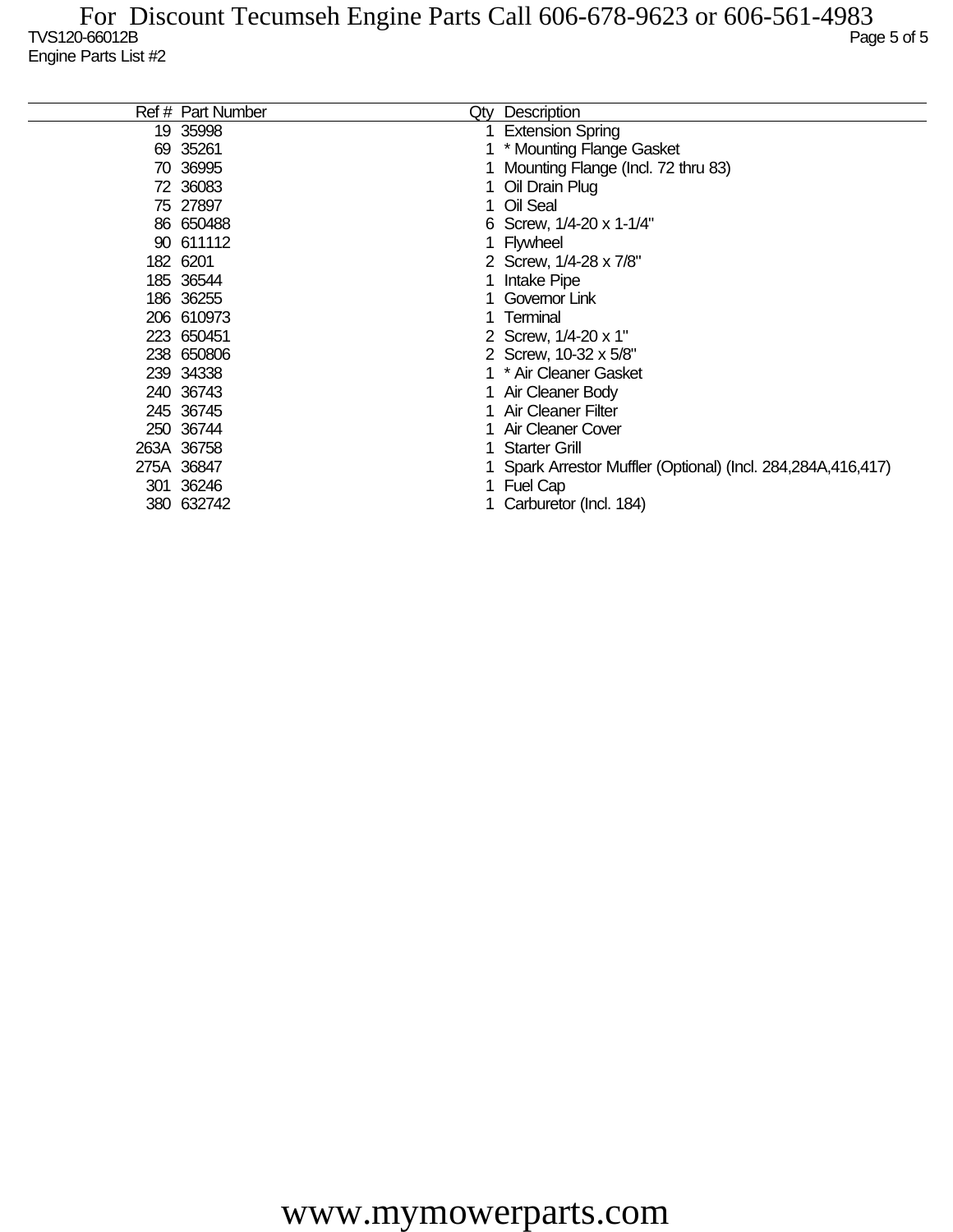| Ref # | Part Number | Qty | Description |
| --- | --- | --- | --- |
| 19 | 35998 | 1 | Extension Spring |
| 69 | 35261 | 1 | * Mounting Flange Gasket |
| 70 | 36995 | 1 | Mounting Flange (Incl. 72 thru 83) |
| 72 | 36083 | 1 | Oil Drain Plug |
| 75 | 27897 | 1 | Oil Seal |
| 86 | 650488 | 6 | Screw, 1/4-20 x 1-1/4" |
| 90 | 611112 | 1 | Flywheel |
| 182 | 6201 | 2 | Screw, 1/4-28 x 7/8" |
| 185 | 36544 | 1 | Intake Pipe |
| 186 | 36255 | 1 | Governor Link |
| 206 | 610973 | 1 | Terminal |
| 223 | 650451 | 2 | Screw, 1/4-20 x 1" |
| 238 | 650806 | 2 | Screw, 10-32 x 5/8" |
| 239 | 34338 | 1 | * Air Cleaner Gasket |
| 240 | 36743 | 1 | Air Cleaner Body |
| 245 | 36745 | 1 | Air Cleaner Filter |
| 250 | 36744 | 1 | Air Cleaner Cover |
| 263A | 36758 | 1 | Starter Grill |
| 275A | 36847 | 1 | Spark Arrestor Muffler (Optional) (Incl. 284,284A,416,417) |
| 301 | 36246 | 1 | Fuel Cap |
| 380 | 632742 | 1 | Carburetor (Incl. 184) |